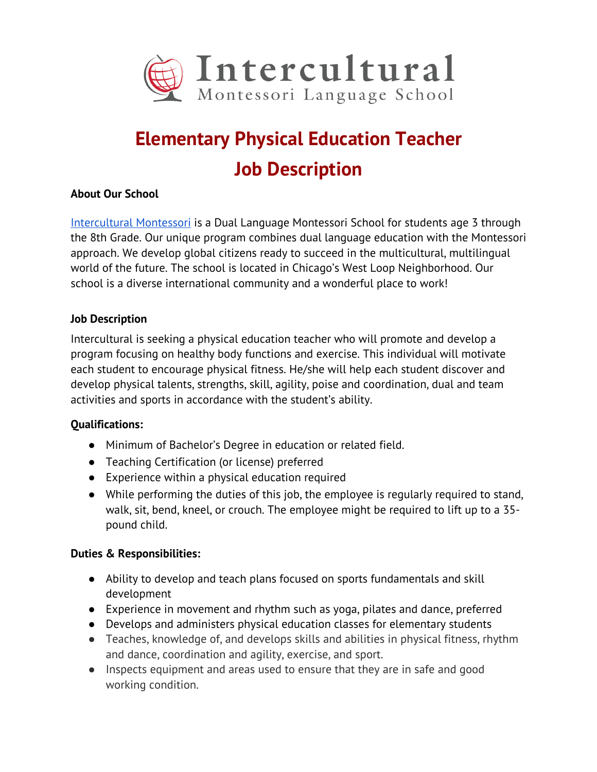Intercultural
Montessori Language School

# Elementary Physical Education Teacher
# Job Description

### About Our School

[Intercultural Montessori] is a Dual Language Montessori School for students age 3 through the 8th Grade. Our unique program combines dual language education with the Montessori approach. We develop global citizens ready to succeed in the multicultural, multilingual world of the future. The school is located in Chicago's West Loop Neighborhood. Our school is a diverse international community and a wonderful place to work!

### Job Description

Intercultural is seeking a physical education teacher who will promote and develop a program focusing on healthy body functions and exercise. This individual will motivate each student to encourage physical fitness. He/she will help each student discover and develop physical talents, strengths, skill, agility, poise and coordination, dual and team activities and sports in accordance with the student's ability.

### Qualifications:

- Minimum of Bachelor's Degree in education or related field.
- Teaching Certification (or license) preferred
- Experience within a physical education required
- While performing the duties of this job, the employee is regularly required to stand, walk, sit, bend, kneel, or crouch. The employee might be required to lift up to a 35-pound child.

### Duties & Responsibilities:

- Ability to develop and teach plans focused on sports fundamentals and skill development
- Experience in movement and rhythm such as yoga, pilates and dance, preferred
- Develops and administers physical education classes for elementary students
- Teaches, knowledge of, and develops skills and abilities in physical fitness, rhythm and dance, coordination and agility, exercise, and sport.
- Inspects equipment and areas used to ensure that they are in safe and good working condition.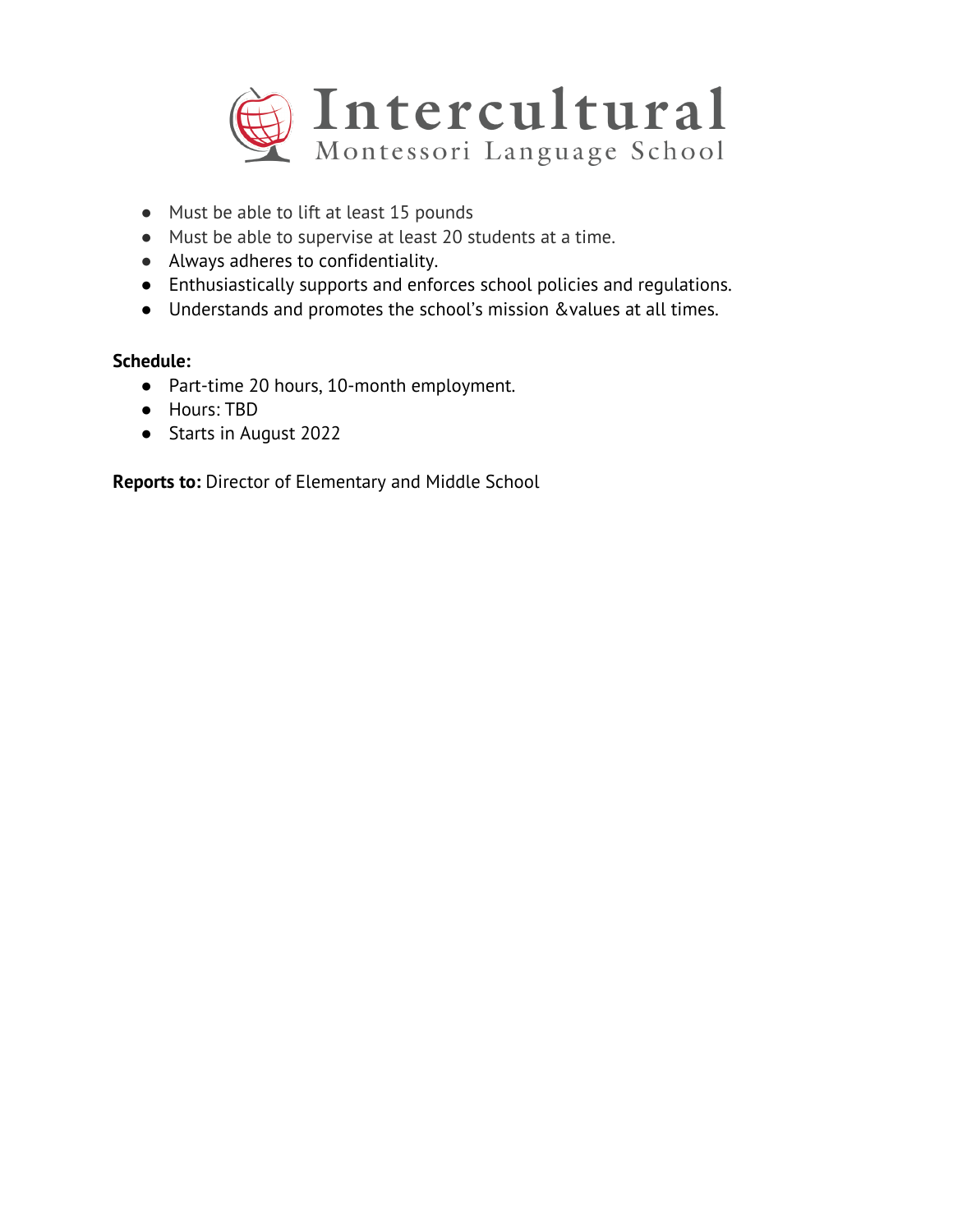- Must be able to lift at least 15 pounds
- Must be able to supervise at least 20 students at a time.
- Always adheres to confidentiality.
- Enthusiastically supports and enforces school policies and regulations.
- Understands and promotes the school's mission &values at all times.

**Schedule:**

- Part-time 20 hours, 10-month employment.
- Hours: TBD
- Starts in August 2022

**Reports to:** Director of Elementary and Middle School